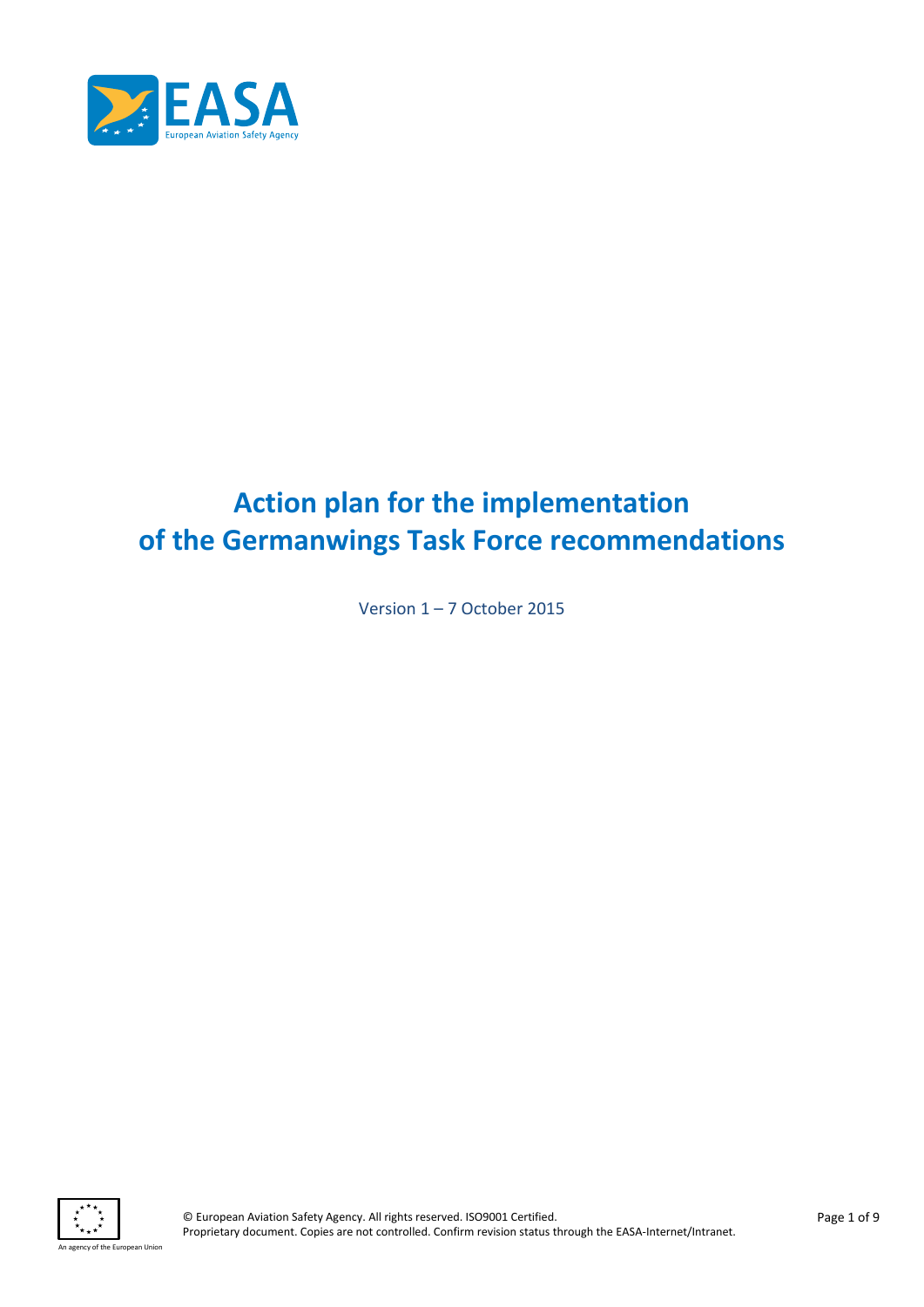# Action plan for the implementation of the Germanwings Task Force recommendations

Version 1 – 7 October 2015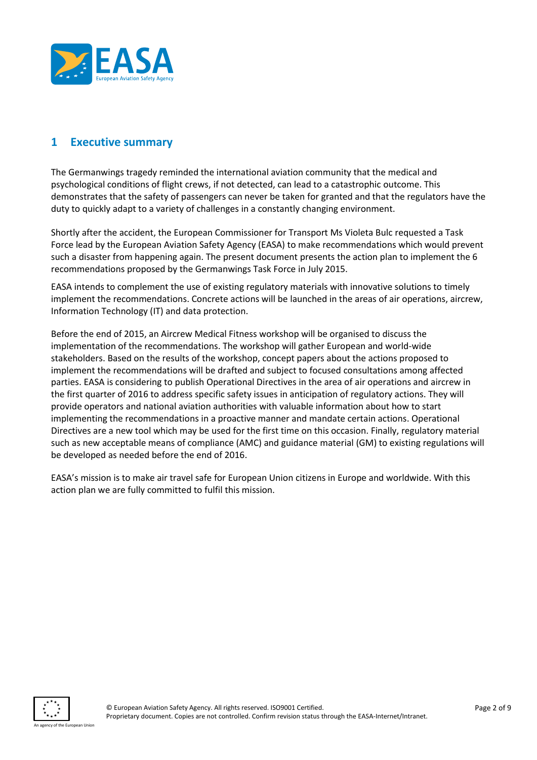## 1 Executive summary

The Germanwings tragedy reminded the international aviation community that the medical and psychological conditions of flight crews, if not detected, can lead to a catastrophic outcome. This demonstrates that the safety of passengers can never be taken for granted and that the regulators have the duty to quickly adapt to a variety of challenges in a constantly changing environment.

Shortly after the accident, the European Commissioner for Transport Ms Violeta Bulc requested a Task Force lead by the European Aviation Safety Agency (EASA) to make recommendations which would prevent such a disaster from happening again. The present document presents the action plan to implement the 6 recommendations proposed by the Germanwings Task Force in July 2015.

EASA intends to complement the use of existing regulatory materials with innovative solutions to timely implement the recommendations. Concrete actions will be launched in the areas of air operations, aircrew, Information Technology (IT) and data protection.

Before the end of 2015, an Aircrew Medical Fitness workshop will be organised to discuss the implementation of the recommendations. The workshop will gather European and world-wide stakeholders. Based on the results of the workshop, concept papers about the actions proposed to implement the recommendations will be drafted and subject to focused consultations among affected parties. EASA is considering to publish Operational Directives in the area of air operations and aircrew in the first quarter of 2016 to address specific safety issues in anticipation of regulatory actions. They will provide operators and national aviation authorities with valuable information about how to start implementing the recommendations in a proactive manner and mandate certain actions. Operational Directives are a new tool which may be used for the first time on this occasion. Finally, regulatory material such as new acceptable means of compliance (AMC) and guidance material (GM) to existing regulations will be developed as needed before the end of 2016.

EASA's mission is to make air travel safe for European Union citizens in Europe and worldwide. With this action plan we are fully committed to fulfil this mission.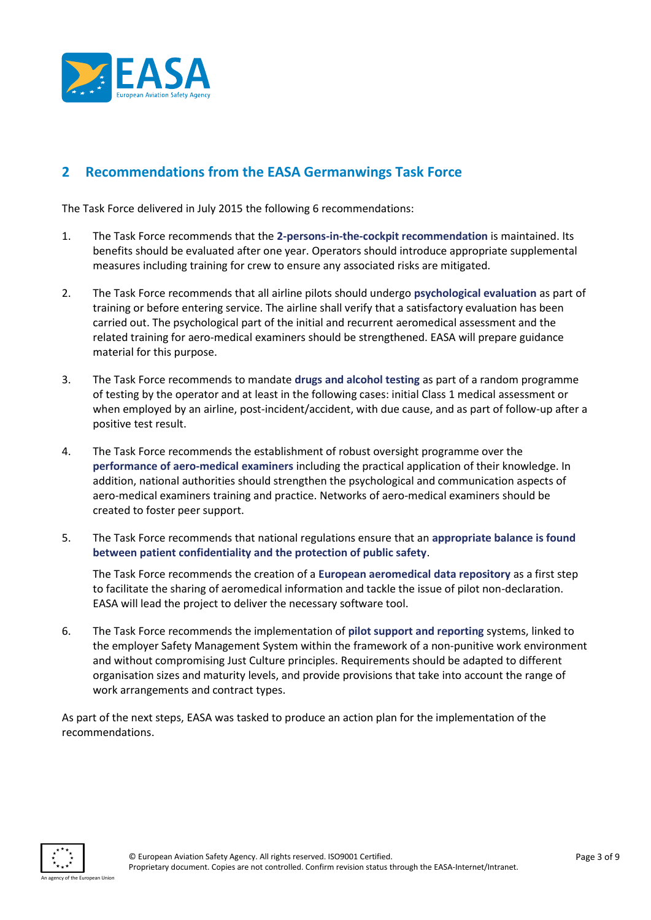## 2 Recommendations from the EASA Germanwings Task Force

The Task Force delivered in July 2015 the following 6 recommendations:

1. The Task Force recommends that the **2-persons-in-the-cockpit recommendation** is maintained. Its benefits should be evaluated after one year. Operators should introduce appropriate supplemental measures including training for crew to ensure any associated risks are mitigated.

2. The Task Force recommends that all airline pilots should undergo **psychological evaluation** as part of training or before entering service. The airline shall verify that a satisfactory evaluation has been carried out. The psychological part of the initial and recurrent aeromedical assessment and the related training for aero-medical examiners should be strengthened. EASA will prepare guidance material for this purpose.

3. The Task Force recommends to mandate **drugs and alcohol testing** as part of a random programme of testing by the operator and at least in the following cases: initial Class 1 medical assessment or when employed by an airline, post-incident/accident, with due cause, and as part of follow-up after a positive test result.

4. The Task Force recommends the establishment of robust oversight programme over the **performance of aero-medical examiners** including the practical application of their knowledge. In addition, national authorities should strengthen the psychological and communication aspects of aero-medical examiners training and practice. Networks of aero-medical examiners should be created to foster peer support.

5. The Task Force recommends that national regulations ensure that an **appropriate balance is found between patient confidentiality and the protection of public safety**.

   The Task Force recommends the creation of a **European aeromedical data repository** as a first step to facilitate the sharing of aeromedical information and tackle the issue of pilot non-declaration. EASA will lead the project to deliver the necessary software tool.

6. The Task Force recommends the implementation of **pilot support and reporting** systems, linked to the employer Safety Management System within the framework of a non-punitive work environment and without compromising Just Culture principles. Requirements should be adapted to different organisation sizes and maturity levels, and provide provisions that take into account the range of work arrangements and contract types.

As part of the next steps, EASA was tasked to produce an action plan for the implementation of the recommendations.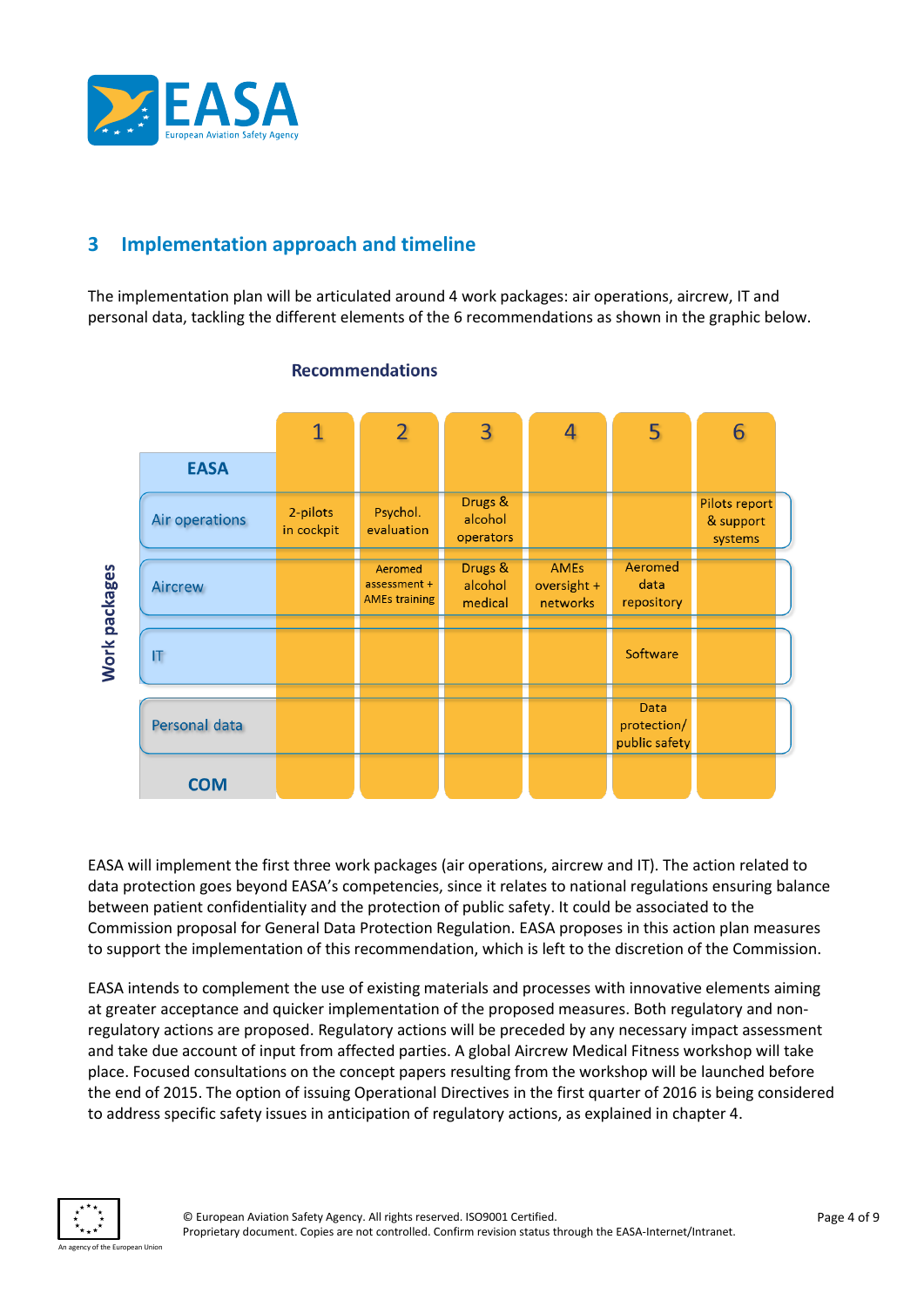## 3 Implementation approach and timeline

The implementation plan will be articulated around 4 work packages: air operations, aircrew, IT and personal data, tackling the different elements of the 6 recommendations as shown in the graphic below.

**Recommendations**

| Work packages | 1 | 2 | 3 | 4 | 5 | 6 |
|---|---|---|---|---|---|---|
| EASA | | | | | | |
| Air operations | 2-pilots in cockpit | Psychol. evaluation | Drugs & alcohol operators | | | Pilots report & support systems |
| Aircrew | | Aeromed assessment + AMEs training | Drugs & alcohol medical | AMEs oversight + networks | Aeromed data repository | |
| IT | | | | | Software | |
| Personal data | | | | | Data protection/ public safety | |
| COM | | | | | | |

EASA will implement the first three work packages (air operations, aircrew and IT). The action related to data protection goes beyond EASA's competencies, since it relates to national regulations ensuring balance between patient confidentiality and the protection of public safety. It could be associated to the Commission proposal for General Data Protection Regulation. EASA proposes in this action plan measures to support the implementation of this recommendation, which is left to the discretion of the Commission.

EASA intends to complement the use of existing materials and processes with innovative elements aiming at greater acceptance and quicker implementation of the proposed measures. Both regulatory and non-regulatory actions are proposed. Regulatory actions will be preceded by any necessary impact assessment and take due account of input from affected parties. A global Aircrew Medical Fitness workshop will take place. Focused consultations on the concept papers resulting from the workshop will be launched before the end of 2015. The option of issuing Operational Directives in the first quarter of 2016 is being considered to address specific safety issues in anticipation of regulatory actions, as explained in chapter 4.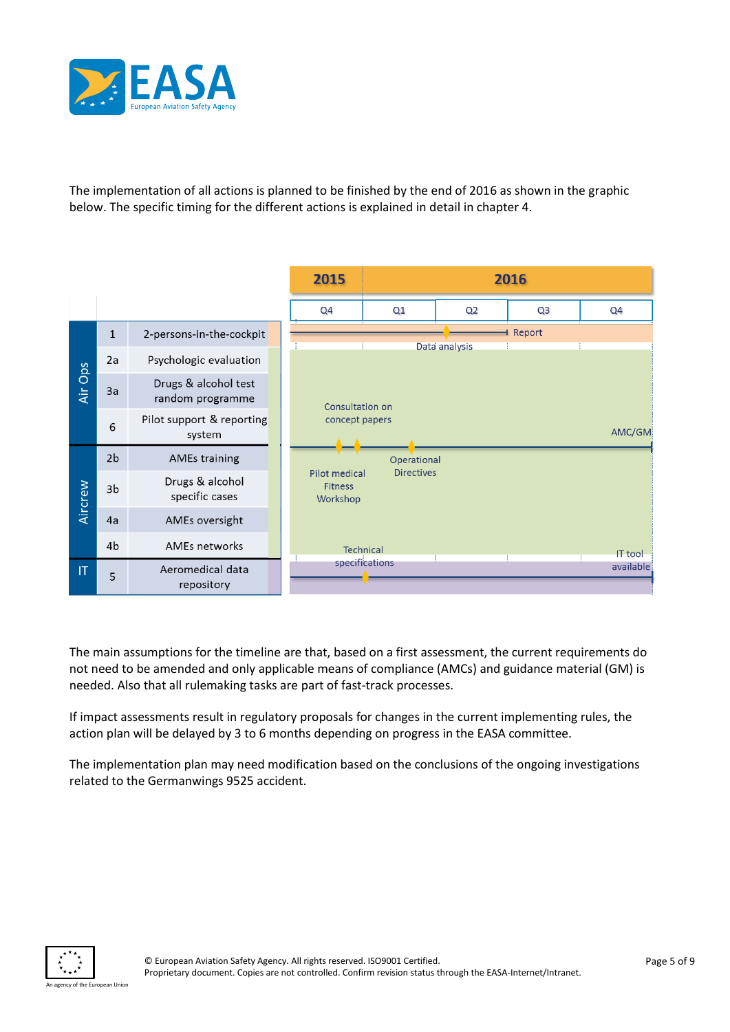The implementation of all actions is planned to be finished by the end of 2016 as shown in the graphic below. The specific timing for the different actions is explained in detail in chapter 4.

| | | | 2015 | 2016 | | | |
|---|---|---|---|---|---|---|---|
| | | | Q4 | Q1 | Q2 | Q3 | Q4 |
| Air Ops | 1 | 2-persons-in-the-cockpit | | Data analysis | | Report | |
| Air Ops | 2a | Psychologic evaluation | | | | | |
| Air Ops | 3a | Drugs & alcohol test random programme | Consultation on concept papers | | | | |
| Air Ops | 6 | Pilot support & reporting system | | | | | AMC/GM |
| Aircrew | 2b | AMEs training | Pilot medical Fitness Workshop | | Operational Directives | | |
| Aircrew | 3b | Drugs & alcohol specific cases | | | | | |
| Aircrew | 4a | AMEs oversight | | | | | |
| Aircrew | 4b | AMEs networks | | | | | |
| IT | 5 | Aeromedical data repository | Technical specifications | | | | IT tool available |

The main assumptions for the timeline are that, based on a first assessment, the current requirements do not need to be amended and only applicable means of compliance (AMCs) and guidance material (GM) is needed. Also that all rulemaking tasks are part of fast-track processes.

If impact assessments result in regulatory proposals for changes in the current implementing rules, the action plan will be delayed by 3 to 6 months depending on progress in the EASA committee.

The implementation plan may need modification based on the conclusions of the ongoing investigations related to the Germanwings 9525 accident.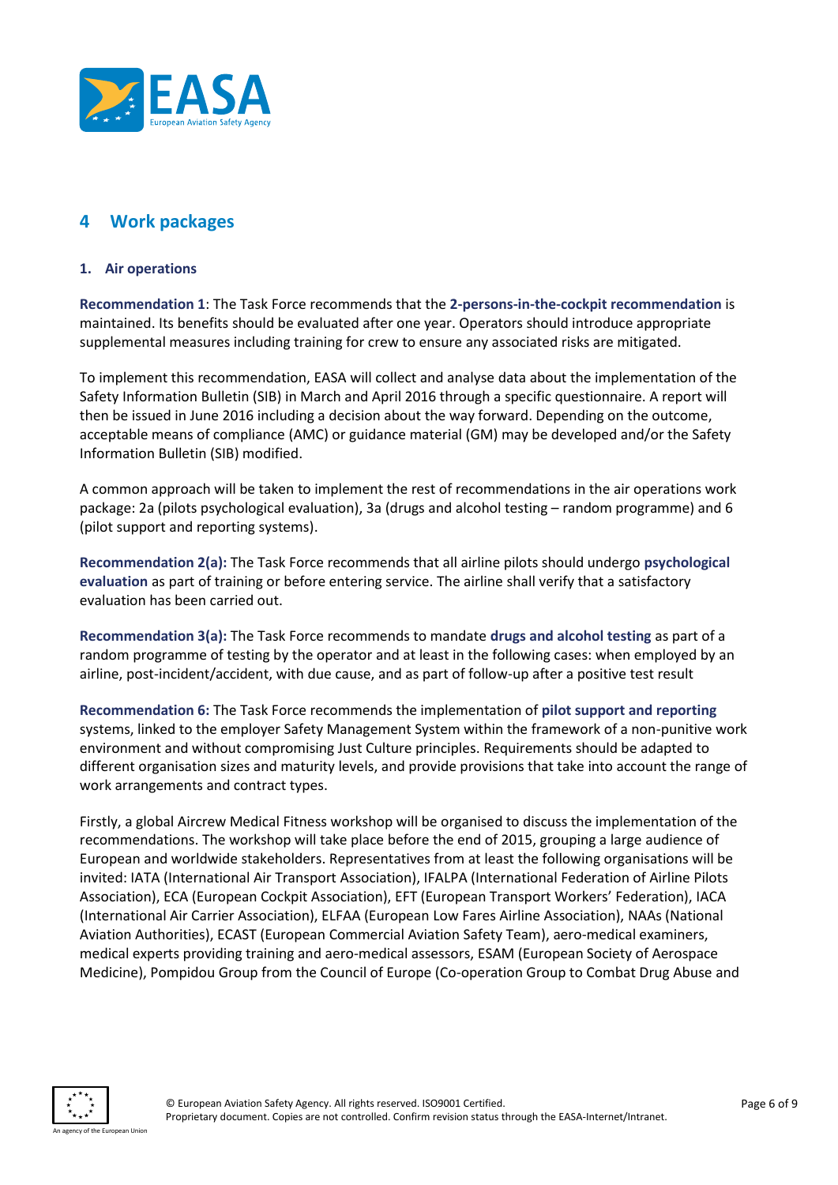## 4 Work packages

### 1. Air operations

**Recommendation 1**: The Task Force recommends that the **2-persons-in-the-cockpit recommendation** is maintained. Its benefits should be evaluated after one year. Operators should introduce appropriate supplemental measures including training for crew to ensure any associated risks are mitigated.

To implement this recommendation, EASA will collect and analyse data about the implementation of the Safety Information Bulletin (SIB) in March and April 2016 through a specific questionnaire. A report will then be issued in June 2016 including a decision about the way forward. Depending on the outcome, acceptable means of compliance (AMC) or guidance material (GM) may be developed and/or the Safety Information Bulletin (SIB) modified.

A common approach will be taken to implement the rest of recommendations in the air operations work package: 2a (pilots psychological evaluation), 3a (drugs and alcohol testing – random programme) and 6 (pilot support and reporting systems).

**Recommendation 2(a):** The Task Force recommends that all airline pilots should undergo **psychological evaluation** as part of training or before entering service. The airline shall verify that a satisfactory evaluation has been carried out.

**Recommendation 3(a):** The Task Force recommends to mandate **drugs and alcohol testing** as part of a random programme of testing by the operator and at least in the following cases: when employed by an airline, post-incident/accident, with due cause, and as part of follow-up after a positive test result

**Recommendation 6:** The Task Force recommends the implementation of **pilot support and reporting** systems, linked to the employer Safety Management System within the framework of a non-punitive work environment and without compromising Just Culture principles. Requirements should be adapted to different organisation sizes and maturity levels, and provide provisions that take into account the range of work arrangements and contract types.

Firstly, a global Aircrew Medical Fitness workshop will be organised to discuss the implementation of the recommendations. The workshop will take place before the end of 2015, grouping a large audience of European and worldwide stakeholders. Representatives from at least the following organisations will be invited: IATA (International Air Transport Association), IFALPA (International Federation of Airline Pilots Association), ECA (European Cockpit Association), EFT (European Transport Workers' Federation), IACA (International Air Carrier Association), ELFAA (European Low Fares Airline Association), NAAs (National Aviation Authorities), ECAST (European Commercial Aviation Safety Team), aero-medical examiners, medical experts providing training and aero-medical assessors, ESAM (European Society of Aerospace Medicine), Pompidou Group from the Council of Europe (Co-operation Group to Combat Drug Abuse and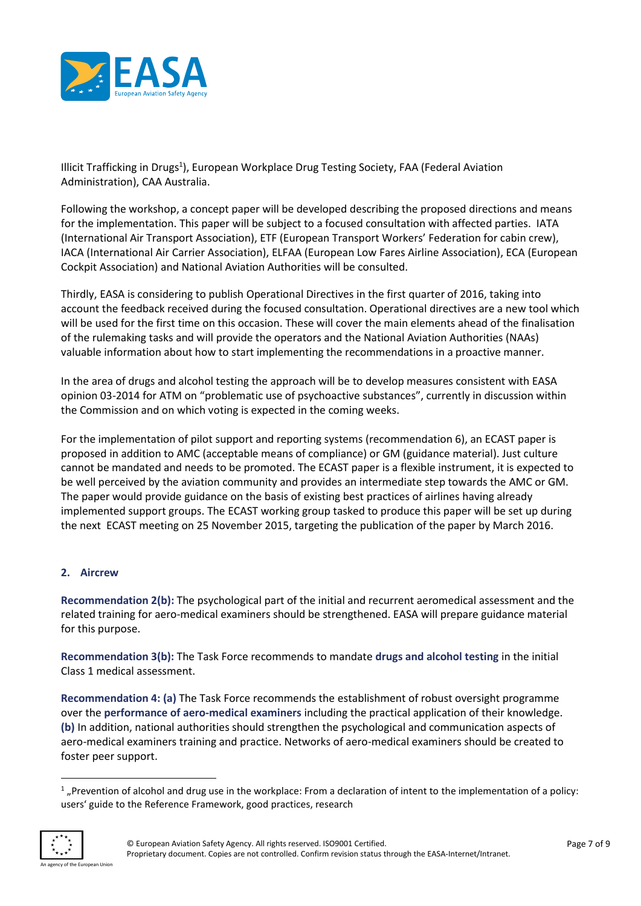Illicit Trafficking in Drugs[1]), European Workplace Drug Testing Society, FAA (Federal Aviation Administration), CAA Australia.

Following the workshop, a concept paper will be developed describing the proposed directions and means for the implementation. This paper will be subject to a focused consultation with affected parties. IATA (International Air Transport Association), ETF (European Transport Workers' Federation for cabin crew), IACA (International Air Carrier Association), ELFAA (European Low Fares Airline Association), ECA (European Cockpit Association) and National Aviation Authorities will be consulted.

Thirdly, EASA is considering to publish Operational Directives in the first quarter of 2016, taking into account the feedback received during the focused consultation. Operational directives are a new tool which will be used for the first time on this occasion. These will cover the main elements ahead of the finalisation of the rulemaking tasks and will provide the operators and the National Aviation Authorities (NAAs) valuable information about how to start implementing the recommendations in a proactive manner.

In the area of drugs and alcohol testing the approach will be to develop measures consistent with EASA opinion 03-2014 for ATM on "problematic use of psychoactive substances", currently in discussion within the Commission and on which voting is expected in the coming weeks.

For the implementation of pilot support and reporting systems (recommendation 6), an ECAST paper is proposed in addition to AMC (acceptable means of compliance) or GM (guidance material). Just culture cannot be mandated and needs to be promoted. The ECAST paper is a flexible instrument, it is expected to be well perceived by the aviation community and provides an intermediate step towards the AMC or GM. The paper would provide guidance on the basis of existing best practices of airlines having already implemented support groups. The ECAST working group tasked to produce this paper will be set up during the next ECAST meeting on 25 November 2015, targeting the publication of the paper by March 2016.

## 2. Aircrew

**Recommendation 2(b):** The psychological part of the initial and recurrent aeromedical assessment and the related training for aero-medical examiners should be strengthened. EASA will prepare guidance material for this purpose.

**Recommendation 3(b):** The Task Force recommends to mandate **drugs and alcohol testing** in the initial Class 1 medical assessment.

**Recommendation 4: (a)** The Task Force recommends the establishment of robust oversight programme over the **performance of aero-medical examiners** including the practical application of their knowledge. **(b)** In addition, national authorities should strengthen the psychological and communication aspects of aero-medical examiners training and practice. Networks of aero-medical examiners should be created to foster peer support.

---

[1] „Prevention of alcohol and drug use in the workplace: From a declaration of intent to the implementation of a policy: users' guide to the Reference Framework, good practices, research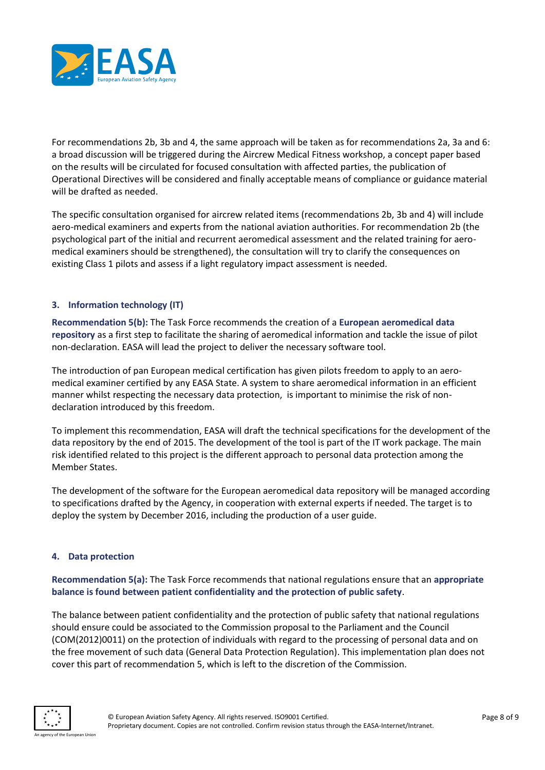For recommendations 2b, 3b and 4, the same approach will be taken as for recommendations 2a, 3a and 6: a broad discussion will be triggered during the Aircrew Medical Fitness workshop, a concept paper based on the results will be circulated for focused consultation with affected parties, the publication of Operational Directives will be considered and finally acceptable means of compliance or guidance material will be drafted as needed.

The specific consultation organised for aircrew related items (recommendations 2b, 3b and 4) will include aero-medical examiners and experts from the national aviation authorities. For recommendation 2b (the psychological part of the initial and recurrent aeromedical assessment and the related training for aero-medical examiners should be strengthened), the consultation will try to clarify the consequences on existing Class 1 pilots and assess if a light regulatory impact assessment is needed.

## 3. Information technology (IT)

**Recommendation 5(b):** The Task Force recommends the creation of a **European aeromedical data repository** as a first step to facilitate the sharing of aeromedical information and tackle the issue of pilot non-declaration. EASA will lead the project to deliver the necessary software tool.

The introduction of pan European medical certification has given pilots freedom to apply to an aero-medical examiner certified by any EASA State. A system to share aeromedical information in an efficient manner whilst respecting the necessary data protection, is important to minimise the risk of non-declaration introduced by this freedom.

To implement this recommendation, EASA will draft the technical specifications for the development of the data repository by the end of 2015. The development of the tool is part of the IT work package. The main risk identified related to this project is the different approach to personal data protection among the Member States.

The development of the software for the European aeromedical data repository will be managed according to specifications drafted by the Agency, in cooperation with external experts if needed. The target is to deploy the system by December 2016, including the production of a user guide.

## 4. Data protection

**Recommendation 5(a):** The Task Force recommends that national regulations ensure that an **appropriate balance is found between patient confidentiality and the protection of public safety**.

The balance between patient confidentiality and the protection of public safety that national regulations should ensure could be associated to the Commission proposal to the Parliament and the Council (COM(2012)0011) on the protection of individuals with regard to the processing of personal data and on the free movement of such data (General Data Protection Regulation). This implementation plan does not cover this part of recommendation 5, which is left to the discretion of the Commission.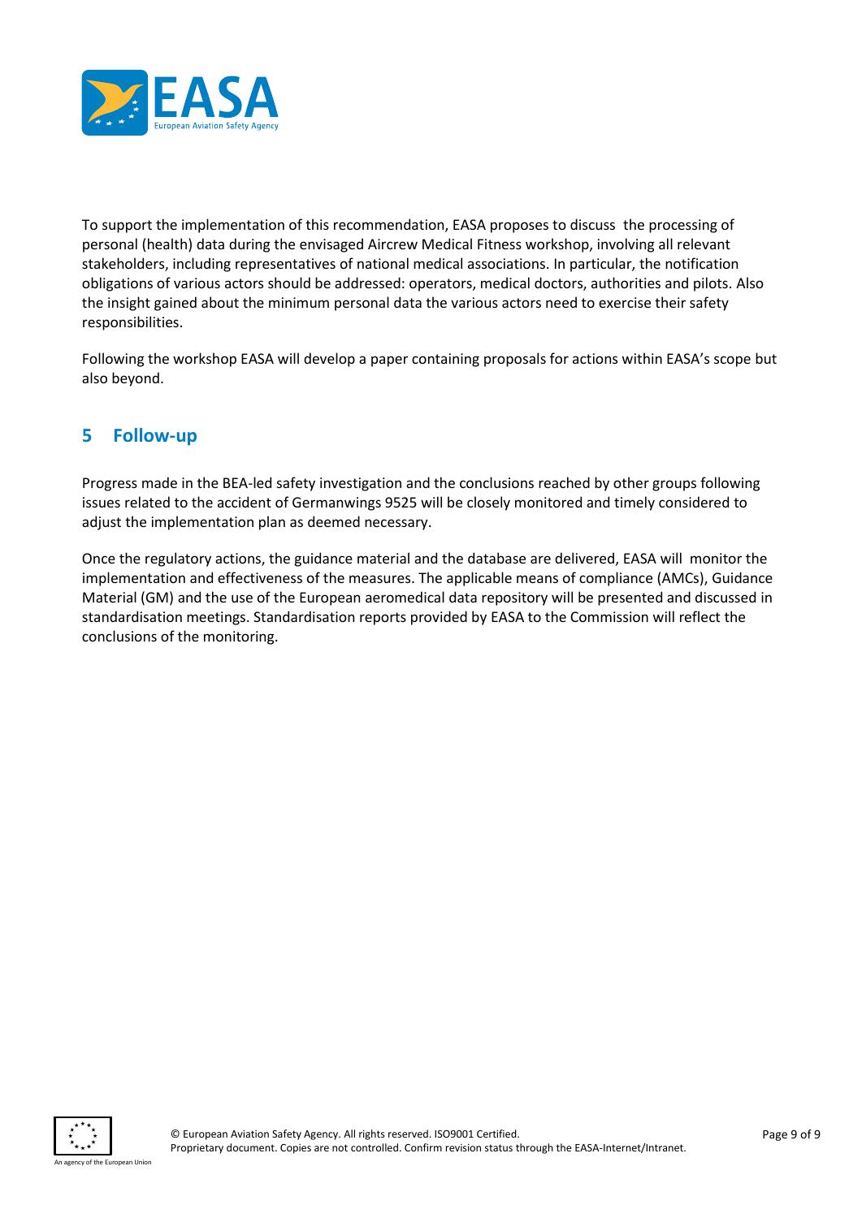To support the implementation of this recommendation, EASA proposes to discuss the processing of personal (health) data during the envisaged Aircrew Medical Fitness workshop, involving all relevant stakeholders, including representatives of national medical associations. In particular, the notification obligations of various actors should be addressed: operators, medical doctors, authorities and pilots. Also the insight gained about the minimum personal data the various actors need to exercise their safety responsibilities.

Following the workshop EASA will develop a paper containing proposals for actions within EASA's scope but also beyond.

## 5 Follow-up

Progress made in the BEA-led safety investigation and the conclusions reached by other groups following issues related to the accident of Germanwings 9525 will be closely monitored and timely considered to adjust the implementation plan as deemed necessary.

Once the regulatory actions, the guidance material and the database are delivered, EASA will monitor the implementation and effectiveness of the measures. The applicable means of compliance (AMCs), Guidance Material (GM) and the use of the European aeromedical data repository will be presented and discussed in standardisation meetings. Standardisation reports provided by EASA to the Commission will reflect the conclusions of the monitoring.